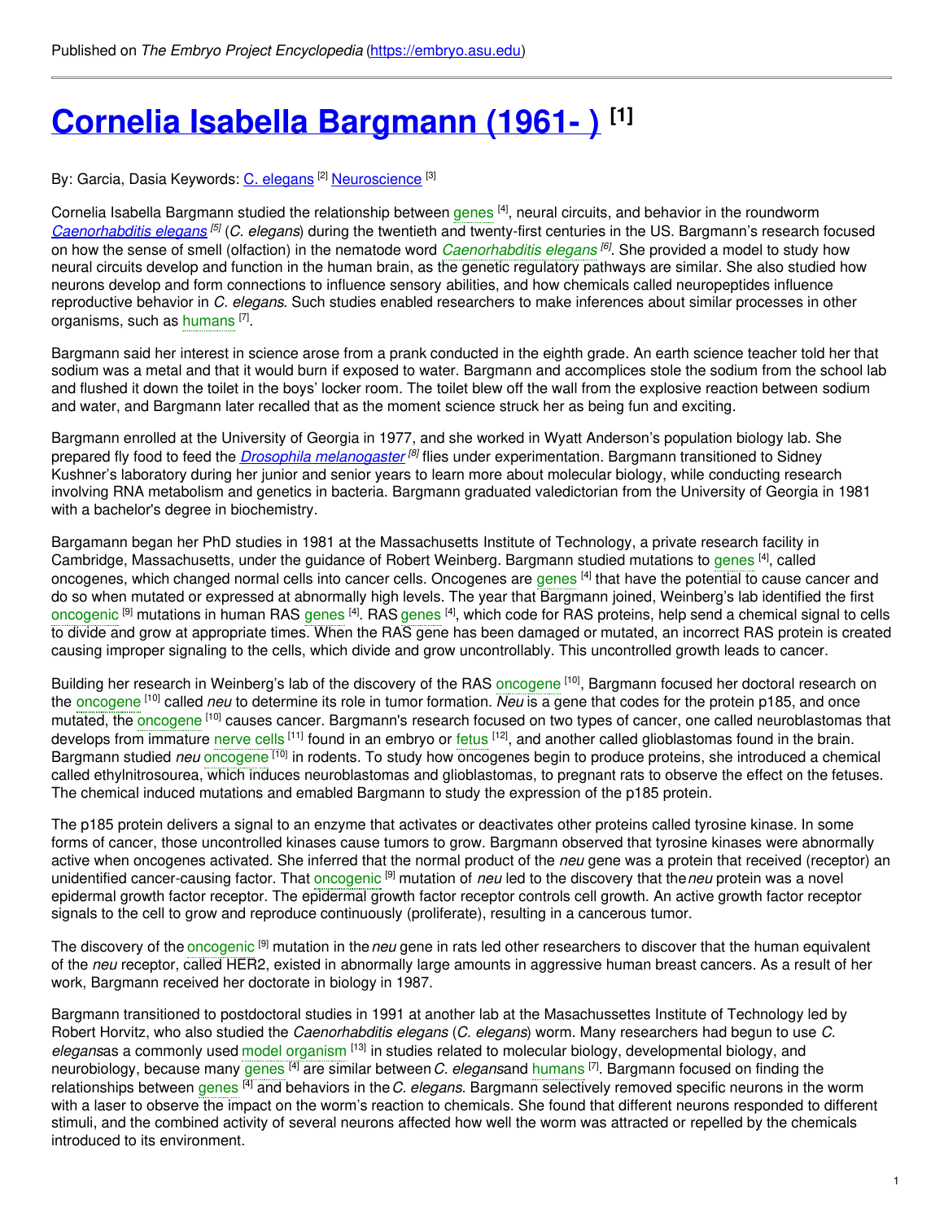Published on *The Embryo Project Encyclopedia* (https://embryo.asu.edu)

# Cornelia Isabella Bargmann (1961- ) [1]

By: Garcia, Dasia Keywords: C. elegans [2] Neuroscience [3]

Cornelia Isabella Bargmann studied the relationship between genes [4], neural circuits, and behavior in the roundworm *Caenorhabditis elegans* [5] (*C. elegans*) during the twentieth and twenty-first centuries in the US. Bargmann's research focused on how the sense of smell (olfaction) in the nematode word *Caenorhabditis elegans* [6]. She provided a model to study how neural circuits develop and function in the human brain, as the genetic regulatory pathways are similar. She also studied how neurons develop and form connections to influence sensory abilities, and how chemicals called neuropeptides influence reproductive behavior in *C. elegans*. Such studies enabled researchers to make inferences about similar processes in other organisms, such as humans [7].

Bargmann said her interest in science arose from a prank conducted in the eighth grade. An earth science teacher told her that sodium was a metal and that it would burn if exposed to water. Bargmann and accomplices stole the sodium from the school lab and flushed it down the toilet in the boys' locker room. The toilet blew off the wall from the explosive reaction between sodium and water, and Bargmann later recalled that as the moment science struck her as being fun and exciting.

Bargmann enrolled at the University of Georgia in 1977, and she worked in Wyatt Anderson's population biology lab. She prepared fly food to feed the *Drosophila melanogaster* [8] flies under experimentation. Bargmann transitioned to Sidney Kushner's laboratory during her junior and senior years to learn more about molecular biology, while conducting research involving RNA metabolism and genetics in bacteria. Bargmann graduated valedictorian from the University of Georgia in 1981 with a bachelor's degree in biochemistry.

Bargamann began her PhD studies in 1981 at the Massachusetts Institute of Technology, a private research facility in Cambridge, Massachusetts, under the guidance of Robert Weinberg. Bargmann studied mutations to genes [4], called oncogenes, which changed normal cells into cancer cells. Oncogenes are genes [4] that have the potential to cause cancer and do so when mutated or expressed at abnormally high levels. The year that Bargmann joined, Weinberg's lab identified the first oncogenic [9] mutations in human RAS genes [4]. RAS genes [4], which code for RAS proteins, help send a chemical signal to cells to divide and grow at appropriate times. When the RAS gene has been damaged or mutated, an incorrect RAS protein is created causing improper signaling to the cells, which divide and grow uncontrollably. This uncontrolled growth leads to cancer.

Building her research in Weinberg's lab of the discovery of the RAS oncogene [10], Bargmann focused her doctoral research on the oncogene [10] called *neu* to determine its role in tumor formation. *Neu* is a gene that codes for the protein p185, and once mutated, the oncogene [10] causes cancer. Bargmann's research focused on two types of cancer, one called neuroblastomas that develops from immature nerve cells [11] found in an embryo or fetus [12], and another called glioblastomas found in the brain. Bargmann studied *neu* oncogene [10] in rodents. To study how oncogenes begin to produce proteins, she introduced a chemical called ethylnitrosourea, which induces neuroblastomas and glioblastomas, to pregnant rats to observe the effect on the fetuses. The chemical induced mutations and emabled Bargmann to study the expression of the p185 protein.

The p185 protein delivers a signal to an enzyme that activates or deactivates other proteins called tyrosine kinase. In some forms of cancer, those uncontrolled kinases cause tumors to grow. Bargmann observed that tyrosine kinases were abnormally active when oncogenes activated. She inferred that the normal product of the *neu* gene was a protein that received (receptor) an unidentified cancer-causing factor. That oncogenic [9] mutation of *neu* led to the discovery that the *neu* protein was a novel epidermal growth factor receptor. The epidermal growth factor receptor controls cell growth. An active growth factor receptor signals to the cell to grow and reproduce continuously (proliferate), resulting in a cancerous tumor.

The discovery of the oncogenic [9] mutation in the *neu* gene in rats led other researchers to discover that the human equivalent of the *neu* receptor, called HER2, existed in abnormally large amounts in aggressive human breast cancers. As a result of her work, Bargmann received her doctorate in biology in 1987.

Bargmann transitioned to postdoctoral studies in 1991 at another lab at the Masachussettes Institute of Technology led by Robert Horvitz, who also studied the *Caenorhabditis elegans* (*C. elegans*) worm. Many researchers had begun to use *C. elegans*as a commonly used model organism [13] in studies related to molecular biology, developmental biology, and neurobiology, because many genes [4] are similar between *C. elegans*and humans [7]. Bargmann focused on finding the relationships between genes [4] and behaviors in the *C. elegans*. Bargmann selectively removed specific neurons in the worm with a laser to observe the impact on the worm's reaction to chemicals. She found that different neurons responded to different stimuli, and the combined activity of several neurons affected how well the worm was attracted or repelled by the chemicals introduced to its environment.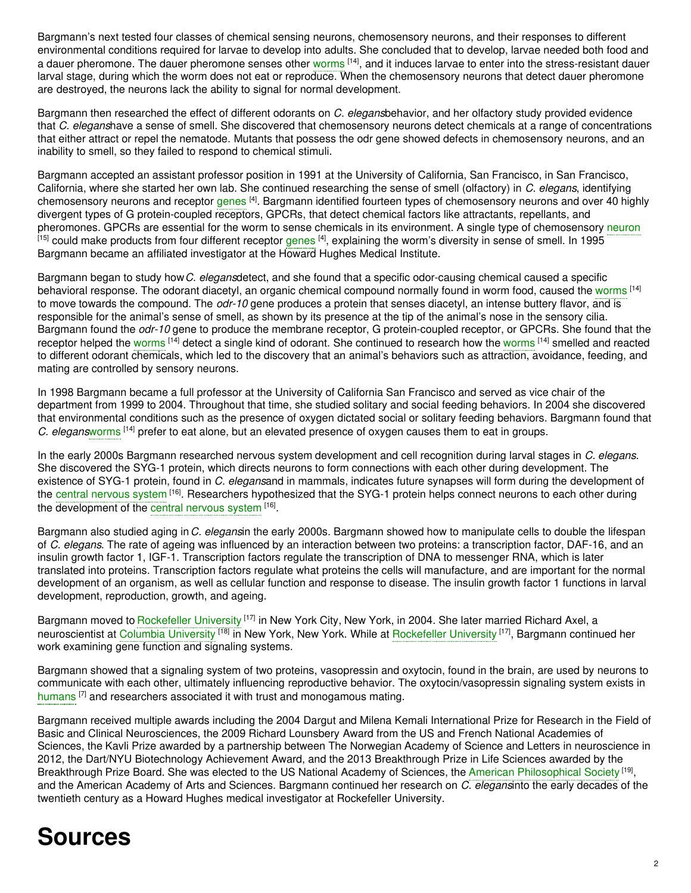Bargmann's next tested four classes of chemical sensing neurons, chemosensory neurons, and their responses to different environmental conditions required for larvae to develop into adults. She concluded that to develop, larvae needed both food and a dauer pheromone. The dauer pheromone senses other worms [14], and it induces larvae to enter into the stress-resistant dauer larval stage, during which the worm does not eat or reproduce. When the chemosensory neurons that detect dauer pheromone are destroyed, the neurons lack the ability to signal for normal development.

Bargmann then researched the effect of different odorants on *C. elegans*behavior, and her olfactory study provided evidence that *C. elegans*have a sense of smell. She discovered that chemosensory neurons detect chemicals at a range of concentrations that either attract or repel the nematode. Mutants that possess the odr gene showed defects in chemosensory neurons, and an inability to smell, so they failed to respond to chemical stimuli.

Bargmann accepted an assistant professor position in 1991 at the University of California, San Francisco, in San Francisco, California, where she started her own lab. She continued researching the sense of smell (olfactory) in *C. elegans*, identifying chemosensory neurons and receptor genes [4]. Bargmann identified fourteen types of chemosensory neurons and over 40 highly divergent types of G protein-coupled receptors, GPCRs, that detect chemical factors like attractants, repellants, and pheromones. GPCRs are essential for the worm to sense chemicals in its environment. A single type of chemosensory neuron [15] could make products from four different receptor genes [4], explaining the worm's diversity in sense of smell. In 1995 Bargmann became an affiliated investigator at the Howard Hughes Medical Institute.

Bargmann began to study how*C. elegans*detect, and she found that a specific odor-causing chemical caused a specific behavioral response. The odorant diacetyl, an organic chemical compound normally found in worm food, caused the worms [14] to move towards the compound. The *odr-10* gene produces a protein that senses diacetyl, an intense buttery flavor, and is responsible for the animal's sense of smell, as shown by its presence at the tip of the animal's nose in the sensory cilia. Bargmann found the *odr-10* gene to produce the membrane receptor, G protein-coupled receptor, or GPCRs. She found that the receptor helped the worms [14] detect a single kind of odorant. She continued to research how the worms [14] smelled and reacted to different odorant chemicals, which led to the discovery that an animal's behaviors such as attraction, avoidance, feeding, and mating are controlled by sensory neurons.

In 1998 Bargmann became a full professor at the University of California San Francisco and served as vice chair of the department from 1999 to 2004. Throughout that time, she studied solitary and social feeding behaviors. In 2004 she discovered that environmental conditions such as the presence of oxygen dictated social or solitary feeding behaviors. Bargmann found that *C. elegans*worms [14] prefer to eat alone, but an elevated presence of oxygen causes them to eat in groups.

In the early 2000s Bargmann researched nervous system development and cell recognition during larval stages in *C. elegans*. She discovered the SYG-1 protein, which directs neurons to form connections with each other during development. The existence of SYG-1 protein, found in *C. elegans*and in mammals, indicates future synapses will form during the development of the central nervous system [16]. Researchers hypothesized that the SYG-1 protein helps connect neurons to each other during the development of the central nervous system [16].

Bargmann also studied aging in*C. elegans*in the early 2000s. Bargmann showed how to manipulate cells to double the lifespan of *C. elegans*. The rate of ageing was influenced by an interaction between two proteins: a transcription factor, DAF-16, and an insulin growth factor 1, IGF-1. Transcription factors regulate the transcription of DNA to messenger RNA, which is later translated into proteins. Transcription factors regulate what proteins the cells will manufacture, and are important for the normal development of an organism, as well as cellular function and response to disease. The insulin growth factor 1 functions in larval development, reproduction, growth, and ageing.

Bargmann moved to Rockefeller University [17] in New York City, New York, in 2004. She later married Richard Axel, a neuroscientist at Columbia University [18] in New York, New York. While at Rockefeller University [17], Bargmann continued her work examining gene function and signaling systems.

Bargmann showed that a signaling system of two proteins, vasopressin and oxytocin, found in the brain, are used by neurons to communicate with each other, ultimately influencing reproductive behavior. The oxytocin/vasopressin signaling system exists in humans [7] and researchers associated it with trust and monogamous mating.

Bargmann received multiple awards including the 2004 Dargut and Milena Kemali International Prize for Research in the Field of Basic and Clinical Neurosciences, the 2009 Richard Lounsbery Award from the US and French National Academies of Sciences, the Kavli Prize awarded by a partnership between The Norwegian Academy of Science and Letters in neuroscience in 2012, the Dart/NYU Biotechnology Achievement Award, and the 2013 Breakthrough Prize in Life Sciences awarded by the Breakthrough Prize Board. She was elected to the US National Academy of Sciences, the American Philosophical Society [19], and the American Academy of Arts and Sciences. Bargmann continued her research on *C. elegans*into the early decades of the twentieth century as a Howard Hughes medical investigator at Rockefeller University.

# Sources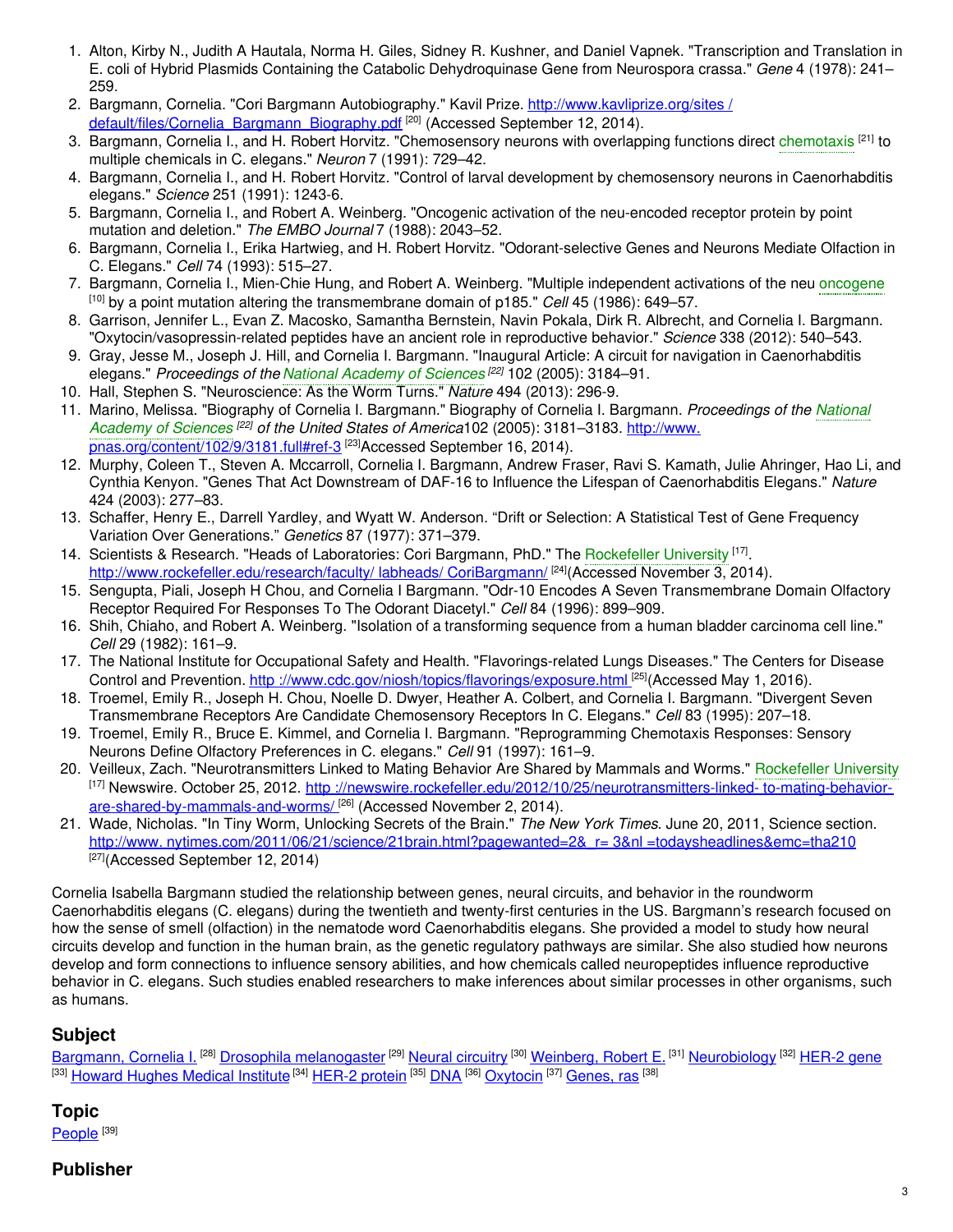1. Alton, Kirby N., Judith A Hautala, Norma H. Giles, Sidney R. Kushner, and Daniel Vapnek. "Transcription and Translation in E. coli of Hybrid Plasmids Containing the Catabolic Dehydroquinase Gene from Neurospora crassa." *Gene* 4 (1978): 241–259.
2. Bargmann, Cornelia. "Cori Bargmann Autobiography." Kavil Prize. http://www.kavliprize.org/sites / default/files/Cornelia_Bargmann_Biography.pdf [20] (Accessed September 12, 2014).
3. Bargmann, Cornelia I., and H. Robert Horvitz. "Chemosensory neurons with overlapping functions direct chemotaxis [21] to multiple chemicals in C. elegans." *Neuron* 7 (1991): 729–42.
4. Bargmann, Cornelia I., and H. Robert Horvitz. "Control of larval development by chemosensory neurons in Caenorhabditis elegans." *Science* 251 (1991): 1243-6.
5. Bargmann, Cornelia I., and Robert A. Weinberg. "Oncogenic activation of the neu-encoded receptor protein by point mutation and deletion." *The EMBO Journal* 7 (1988): 2043–52.
6. Bargmann, Cornelia I., Erika Hartwieg, and H. Robert Horvitz. "Odorant-selective Genes and Neurons Mediate Olfaction in C. Elegans." *Cell* 74 (1993): 515–27.
7. Bargmann, Cornelia I., Mien-Chie Hung, and Robert A. Weinberg. "Multiple independent activations of the neu oncogene [10] by a point mutation altering the transmembrane domain of p185." *Cell* 45 (1986): 649–57.
8. Garrison, Jennifer L., Evan Z. Macosko, Samantha Bernstein, Navin Pokala, Dirk R. Albrecht, and Cornelia I. Bargmann. "Oxytocin/vasopressin-related peptides have an ancient role in reproductive behavior." *Science* 338 (2012): 540–543.
9. Gray, Jesse M., Joseph J. Hill, and Cornelia I. Bargmann. "Inaugural Article: A circuit for navigation in Caenorhabditis elegans." *Proceedings of the National Academy of Sciences* [22] 102 (2005): 3184–91.
10. Hall, Stephen S. "Neuroscience: As the Worm Turns." *Nature* 494 (2013): 296-9.
11. Marino, Melissa. "Biography of Cornelia I. Bargmann." Biography of Cornelia I. Bargmann. *Proceedings of the National Academy of Sciences* [22] *of the United States of America* 102 (2005): 3181–3183. http://www. pnas.org/content/102/9/3181.full#ref-3 [23]Accessed September 16, 2014).
12. Murphy, Coleen T., Steven A. Mccarroll, Cornelia I. Bargmann, Andrew Fraser, Ravi S. Kamath, Julie Ahringer, Hao Li, and Cynthia Kenyon. "Genes That Act Downstream of DAF-16 to Influence the Lifespan of Caenorhabditis Elegans." *Nature* 424 (2003): 277–83.
13. Schaffer, Henry E., Darrell Yardley, and Wyatt W. Anderson. "Drift or Selection: A Statistical Test of Gene Frequency Variation Over Generations." *Genetics* 87 (1977): 371–379.
14. Scientists & Research. "Heads of Laboratories: Cori Bargmann, PhD." The Rockefeller University [17]. http://www.rockefeller.edu/research/faculty/ labheads/ CoriBargmann/ [24](Accessed November 3, 2014).
15. Sengupta, Piali, Joseph H Chou, and Cornelia I Bargmann. "Odr-10 Encodes A Seven Transmembrane Domain Olfactory Receptor Required For Responses To The Odorant Diacetyl." *Cell* 84 (1996): 899–909.
16. Shih, Chiaho, and Robert A. Weinberg. "Isolation of a transforming sequence from a human bladder carcinoma cell line." *Cell* 29 (1982): 161–9.
17. The National Institute for Occupational Safety and Health. "Flavorings-related Lungs Diseases." The Centers for Disease Control and Prevention. http ://www.cdc.gov/niosh/topics/flavorings/exposure.html [25](Accessed May 1, 2016).
18. Troemel, Emily R., Joseph H. Chou, Noelle D. Dwyer, Heather A. Colbert, and Cornelia I. Bargmann. "Divergent Seven Transmembrane Receptors Are Candidate Chemosensory Receptors In C. Elegans." *Cell* 83 (1995): 207–18.
19. Troemel, Emily R., Bruce E. Kimmel, and Cornelia I. Bargmann. "Reprogramming Chemotaxis Responses: Sensory Neurons Define Olfactory Preferences in C. elegans." *Cell* 91 (1997): 161–9.
20. Veilleux, Zach. "Neurotransmitters Linked to Mating Behavior Are Shared by Mammals and Worms." Rockefeller University [17] Newswire. October 25, 2012. http ://newswire.rockefeller.edu/2012/10/25/neurotransmitters-linked- to-mating-behavior-are-shared-by-mammals-and-worms/ [26] (Accessed November 2, 2014).
21. Wade, Nicholas. "In Tiny Worm, Unlocking Secrets of the Brain." *The New York Times*. June 20, 2011, Science section. http://www. nytimes.com/2011/06/21/science/21brain.html?pagewanted=2&_r= 3&nl =todaysheadlines&emc=tha210 [27](Accessed September 12, 2014)

Cornelia Isabella Bargmann studied the relationship between genes, neural circuits, and behavior in the roundworm Caenorhabditis elegans (C. elegans) during the twentieth and twenty-first centuries in the US. Bargmann's research focused on how the sense of smell (olfaction) in the nematode word Caenorhabditis elegans. She provided a model to study how neural circuits develop and function in the human brain, as the genetic regulatory pathways are similar. She also studied how neurons develop and form connections to influence sensory abilities, and how chemicals called neuropeptides influence reproductive behavior in C. elegans. Such studies enabled researchers to make inferences about similar processes in other organisms, such as humans.

## Subject

Bargmann, Cornelia I. [28] Drosophila melanogaster [29] Neural circuitry [30] Weinberg, Robert E. [31] Neurobiology [32] HER-2 gene [33] Howard Hughes Medical Institute [34] HER-2 protein [35] DNA [36] Oxytocin [37] Genes, ras [38]

## Topic

People [39]

## Publisher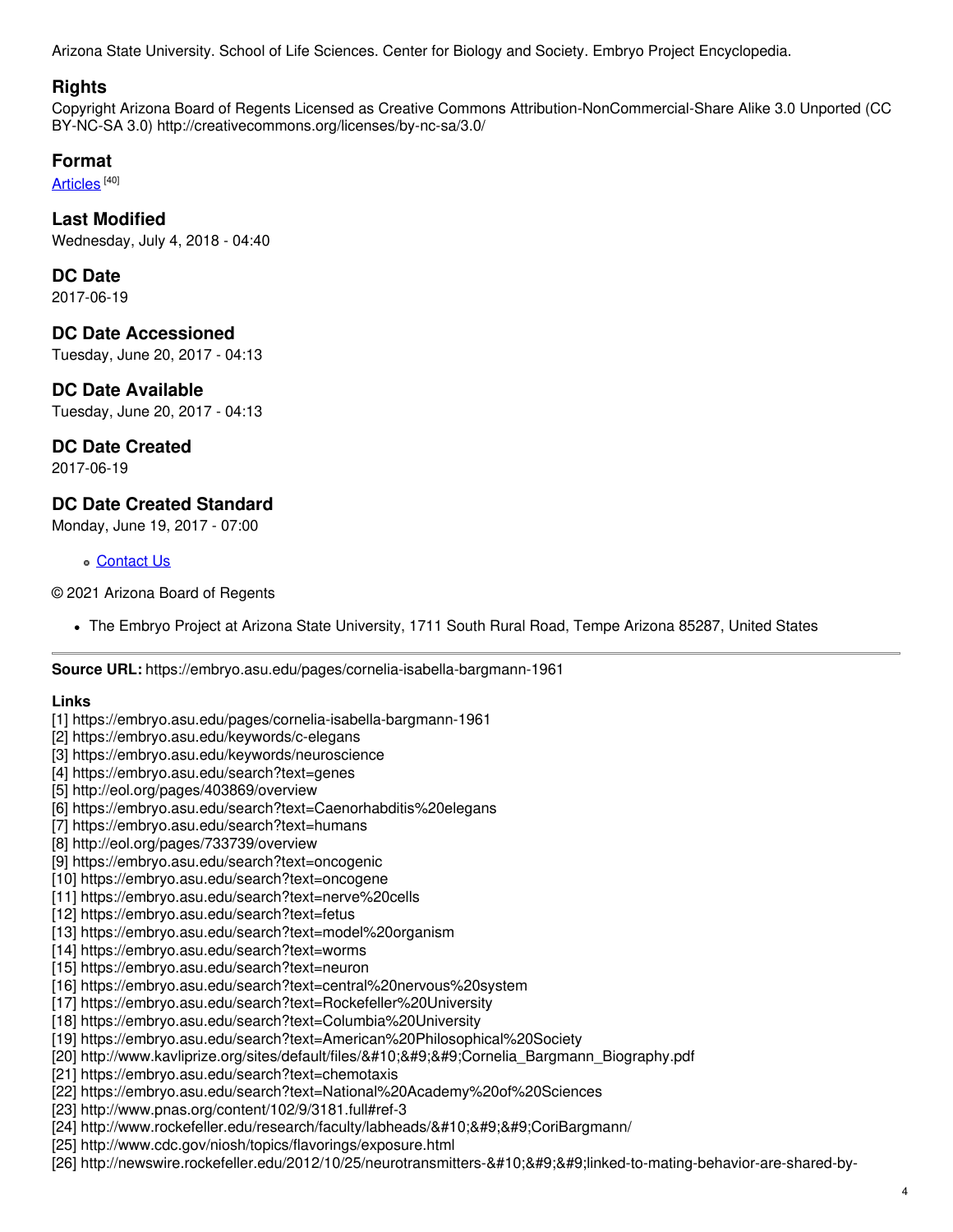Arizona State University. School of Life Sciences. Center for Biology and Society. Embryo Project Encyclopedia.

## Rights

Copyright Arizona Board of Regents Licensed as Creative Commons Attribution-NonCommercial-Share Alike 3.0 Unported (CC BY-NC-SA 3.0) http://creativecommons.org/licenses/by-nc-sa/3.0/

## Format

Articles [40]

## Last Modified

Wednesday, July 4, 2018 - 04:40

## DC Date

2017-06-19

## DC Date Accessioned

Tuesday, June 20, 2017 - 04:13

## DC Date Available

Tuesday, June 20, 2017 - 04:13

## DC Date Created

2017-06-19

## DC Date Created Standard

Monday, June 19, 2017 - 07:00

- Contact Us

© 2021 Arizona Board of Regents

- The Embryo Project at Arizona State University, 1711 South Rural Road, Tempe Arizona 85287, United States

---

**Source URL:** https://embryo.asu.edu/pages/cornelia-isabella-bargmann-1961

**Links**

[1] https://embryo.asu.edu/pages/cornelia-isabella-bargmann-1961
[2] https://embryo.asu.edu/keywords/c-elegans
[3] https://embryo.asu.edu/keywords/neuroscience
[4] https://embryo.asu.edu/search?text=genes
[5] http://eol.org/pages/403869/overview
[6] https://embryo.asu.edu/search?text=Caenorhabditis%20elegans
[7] https://embryo.asu.edu/search?text=humans
[8] http://eol.org/pages/733739/overview
[9] https://embryo.asu.edu/search?text=oncogenic
[10] https://embryo.asu.edu/search?text=oncogene
[11] https://embryo.asu.edu/search?text=nerve%20cells
[12] https://embryo.asu.edu/search?text=fetus
[13] https://embryo.asu.edu/search?text=model%20organism
[14] https://embryo.asu.edu/search?text=worms
[15] https://embryo.asu.edu/search?text=neuron
[16] https://embryo.asu.edu/search?text=central%20nervous%20system
[17] https://embryo.asu.edu/search?text=Rockefeller%20University
[18] https://embryo.asu.edu/search?text=Columbia%20University
[19] https://embryo.asu.edu/search?text=American%20Philosophical%20Society
[20] http://www.kavliprize.org/sites/default/files/&#10;&#9;&#9;Cornelia_Bargmann_Biography.pdf
[21] https://embryo.asu.edu/search?text=chemotaxis
[22] https://embryo.asu.edu/search?text=National%20Academy%20of%20Sciences
[23] http://www.pnas.org/content/102/9/3181.full#ref-3
[24] http://www.rockefeller.edu/research/faculty/labheads/&#10;&#9;&#9;CoriBargmann/
[25] http://www.cdc.gov/niosh/topics/flavorings/exposure.html
[26] http://newswire.rockefeller.edu/2012/10/25/neurotransmitters-&#10;&#9;&#9;linked-to-mating-behavior-are-shared-by-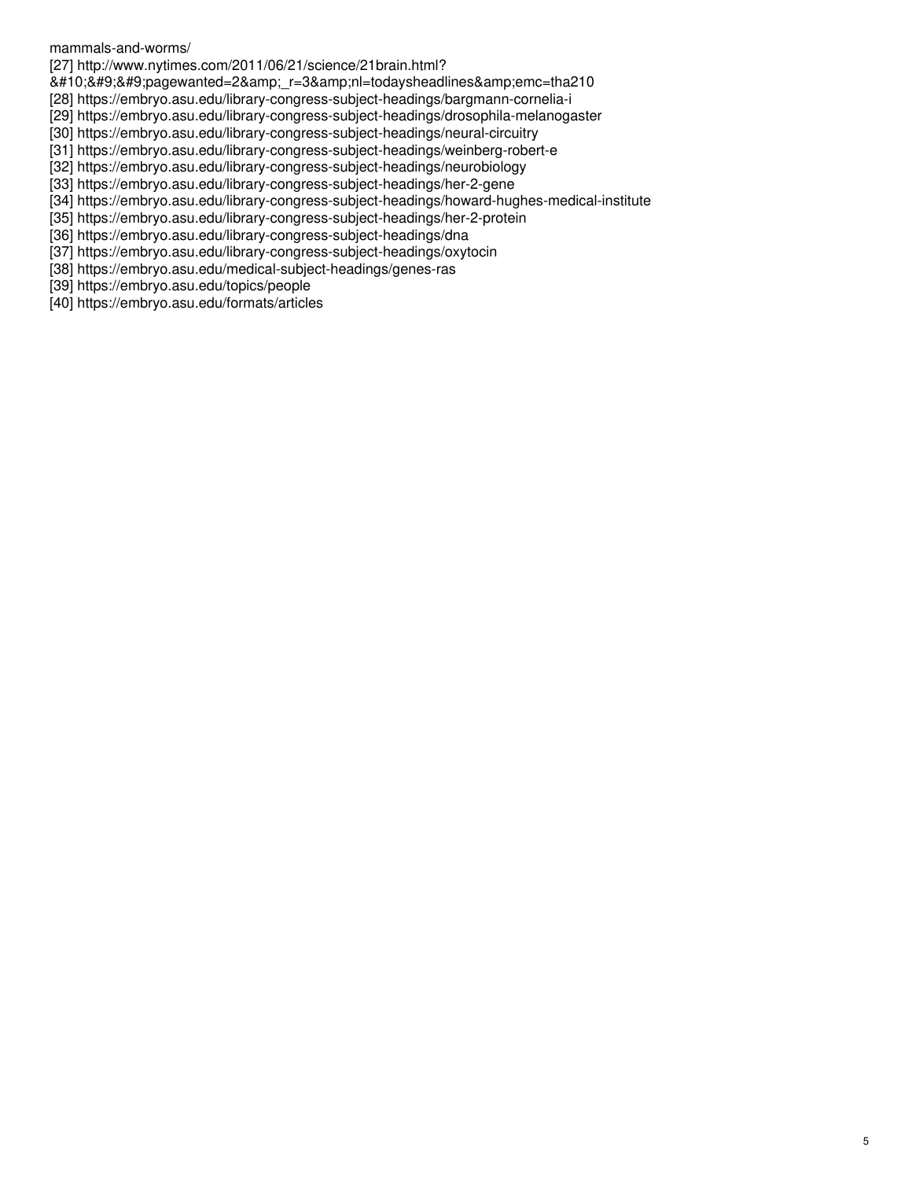mammals-and-worms/
[27] http://www.nytimes.com/2011/06/21/science/21brain.html?
&#10;&#9;&#9;pagewanted=2&amp;_r=3&amp;nl=todaysheadlines&amp;emc=tha210
[28] https://embryo.asu.edu/library-congress-subject-headings/bargmann-cornelia-i
[29] https://embryo.asu.edu/library-congress-subject-headings/drosophila-melanogaster
[30] https://embryo.asu.edu/library-congress-subject-headings/neural-circuitry
[31] https://embryo.asu.edu/library-congress-subject-headings/weinberg-robert-e
[32] https://embryo.asu.edu/library-congress-subject-headings/neurobiology
[33] https://embryo.asu.edu/library-congress-subject-headings/her-2-gene
[34] https://embryo.asu.edu/library-congress-subject-headings/howard-hughes-medical-institute
[35] https://embryo.asu.edu/library-congress-subject-headings/her-2-protein
[36] https://embryo.asu.edu/library-congress-subject-headings/dna
[37] https://embryo.asu.edu/library-congress-subject-headings/oxytocin
[38] https://embryo.asu.edu/medical-subject-headings/genes-ras
[39] https://embryo.asu.edu/topics/people
[40] https://embryo.asu.edu/formats/articles